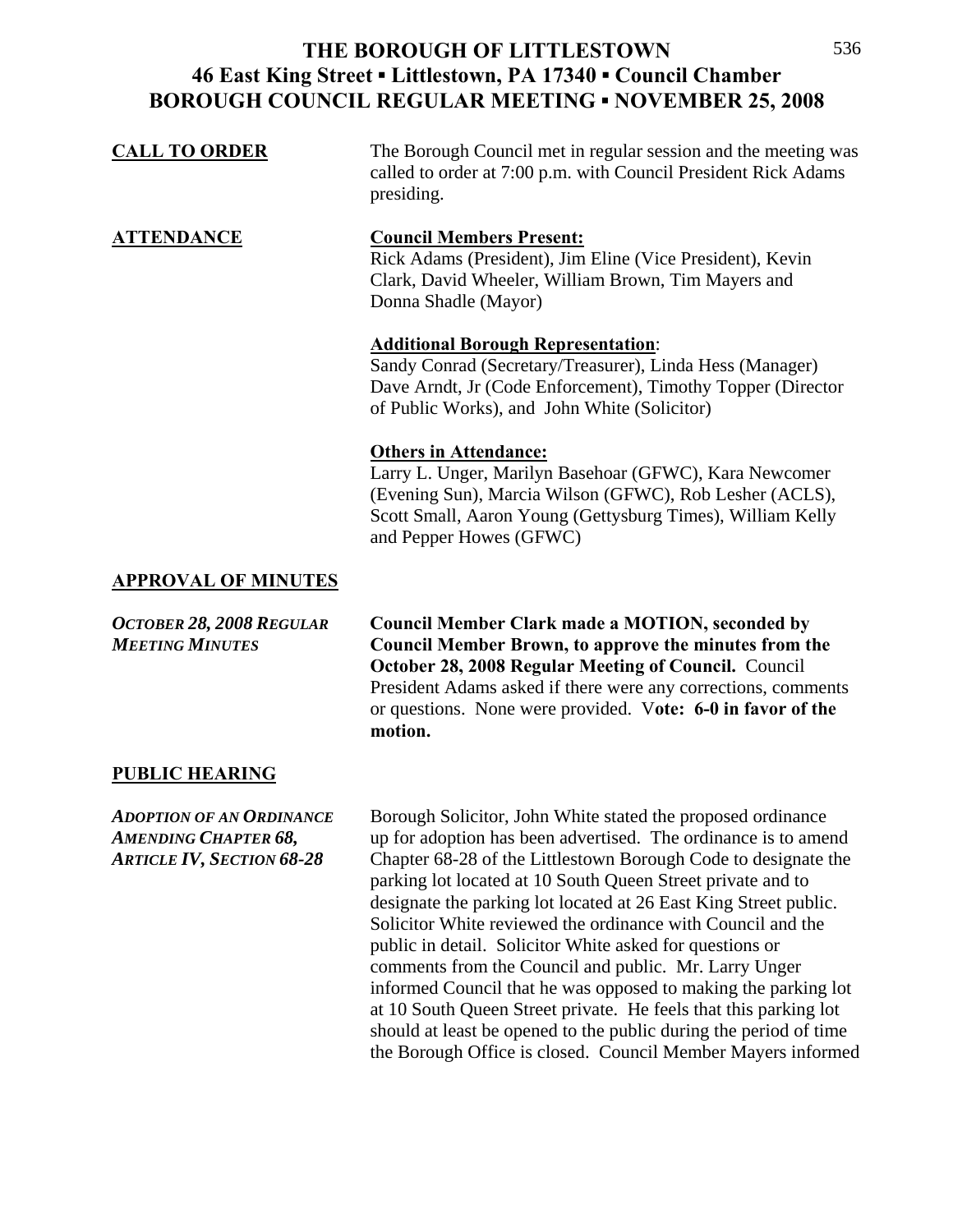# THE BOROUGH OF LITTLESTOWN
## 46 East King Street ▪ Littlestown, PA 17340 ▪ Council Chamber
## BOROUGH COUNCIL REGULAR MEETING ▪ NOVEMBER 25, 2008

**CALL TO ORDER**

The Borough Council met in regular session and the meeting was called to order at 7:00 p.m. with Council President Rick Adams presiding.

**ATTENDANCE**

**Council Members Present:**
Rick Adams (President), Jim Eline (Vice President), Kevin Clark, David Wheeler, William Brown, Tim Mayers and Donna Shadle (Mayor)

**Additional Borough Representation**:
Sandy Conrad (Secretary/Treasurer), Linda Hess (Manager) Dave Arndt, Jr (Code Enforcement), Timothy Topper (Director of Public Works), and John White (Solicitor)

**Others in Attendance:**
Larry L. Unger, Marilyn Basehoar (GFWC), Kara Newcomer (Evening Sun), Marcia Wilson (GFWC), Rob Lesher (ACLS), Scott Small, Aaron Young (Gettysburg Times), William Kelly and Pepper Howes (GFWC)

**APPROVAL OF MINUTES**

***OCTOBER 28, 2008 REGULAR MEETING MINUTES***

**Council Member Clark made a MOTION, seconded by Council Member Brown, to approve the minutes from the October 28, 2008 Regular Meeting of Council.** Council President Adams asked if there were any corrections, comments or questions. None were provided. V**ote: 6-0 in favor of the motion.**

**PUBLIC HEARING**

***ADOPTION OF AN ORDINANCE AMENDING CHAPTER 68, ARTICLE IV, SECTION 68-28***

Borough Solicitor, John White stated the proposed ordinance up for adoption has been advertised. The ordinance is to amend Chapter 68-28 of the Littlestown Borough Code to designate the parking lot located at 10 South Queen Street private and to designate the parking lot located at 26 East King Street public. Solicitor White reviewed the ordinance with Council and the public in detail. Solicitor White asked for questions or comments from the Council and public. Mr. Larry Unger informed Council that he was opposed to making the parking lot at 10 South Queen Street private. He feels that this parking lot should at least be opened to the public during the period of time the Borough Office is closed. Council Member Mayers informed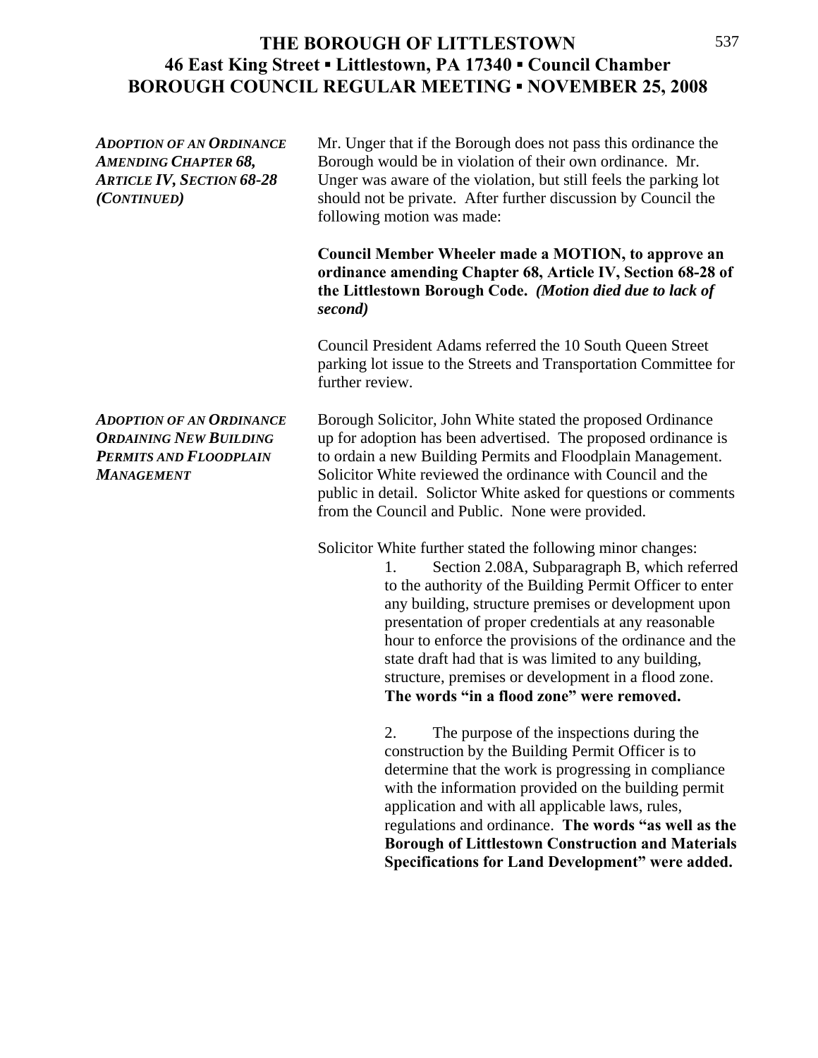# THE BOROUGH OF LITTLESTOWN
## 46 East King Street ▪ Littlestown, PA 17340 ▪ Council Chamber
## BOROUGH COUNCIL REGULAR MEETING ▪ NOVEMBER 25, 2008

***ADOPTION OF AN ORDINANCE AMENDING CHAPTER 68, ARTICLE IV, SECTION 68-28 (CONTINUED)***

Mr. Unger that if the Borough does not pass this ordinance the Borough would be in violation of their own ordinance. Mr. Unger was aware of the violation, but still feels the parking lot should not be private. After further discussion by Council the following motion was made:

**Council Member Wheeler made a MOTION, to approve an ordinance amending Chapter 68, Article IV, Section 68-28 of the Littlestown Borough Code.** ***(Motion died due to lack of second)***

Council President Adams referred the 10 South Queen Street parking lot issue to the Streets and Transportation Committee for further review.

***ADOPTION OF AN ORDINANCE ORDAINING NEW BUILDING PERMITS AND FLOODPLAIN MANAGEMENT***

Borough Solicitor, John White stated the proposed Ordinance up for adoption has been advertised. The proposed ordinance is to ordain a new Building Permits and Floodplain Management. Solicitor White reviewed the ordinance with Council and the public in detail. Solictor White asked for questions or comments from the Council and Public. None were provided.

Solicitor White further stated the following minor changes:

1. Section 2.08A, Subparagraph B, which referred to the authority of the Building Permit Officer to enter any building, structure premises or development upon presentation of proper credentials at any reasonable hour to enforce the provisions of the ordinance and the state draft had that is was limited to any building, structure, premises or development in a flood zone. **The words "in a flood zone" were removed.**

2. The purpose of the inspections during the construction by the Building Permit Officer is to determine that the work is progressing in compliance with the information provided on the building permit application and with all applicable laws, rules, regulations and ordinance. **The words "as well as the Borough of Littlestown Construction and Materials Specifications for Land Development" were added.**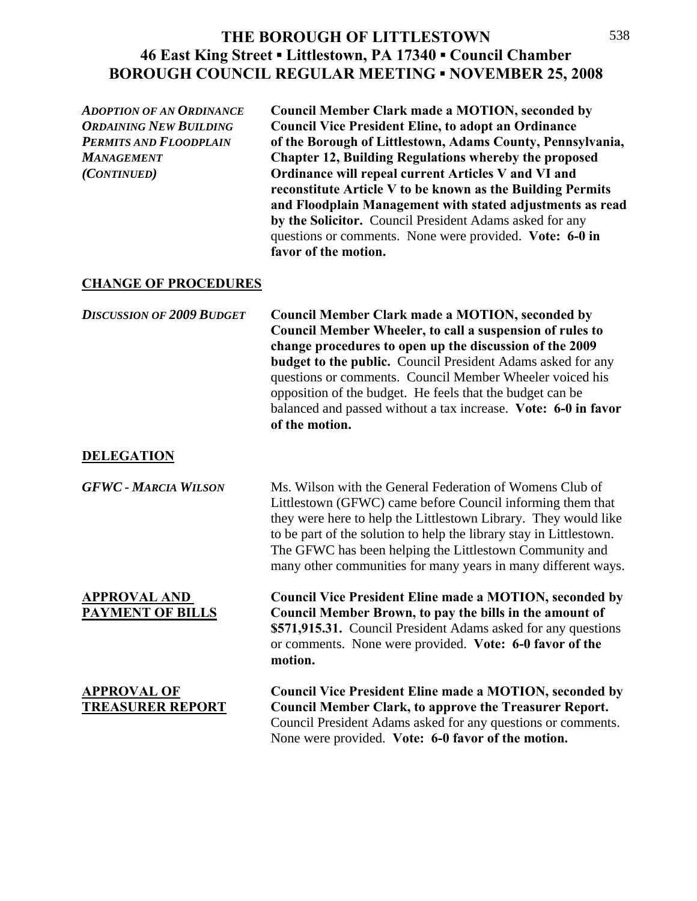*ADOPTION OF AN ORDINANCE ORDAINING NEW BUILDING PERMITS AND FLOODPLAIN MANAGEMENT (CONTINUED)*

**Council Member Clark made a MOTION, seconded by Council Vice President Eline, to adopt an Ordinance of the Borough of Littlestown, Adams County, Pennsylvania, Chapter 12, Building Regulations whereby the proposed Ordinance will repeal current Articles V and VI and reconstitute Article V to be known as the Building Permits and Floodplain Management with stated adjustments as read by the Solicitor.** Council President Adams asked for any questions or comments. None were provided. **Vote: 6-0 in favor of the motion.**

## CHANGE OF PROCEDURES

*DISCUSSION OF 2009 BUDGET*

**Council Member Clark made a MOTION, seconded by Council Member Wheeler, to call a suspension of rules to change procedures to open up the discussion of the 2009 budget to the public.** Council President Adams asked for any questions or comments. Council Member Wheeler voiced his opposition of the budget. He feels that the budget can be balanced and passed without a tax increase. **Vote: 6-0 in favor of the motion.**

## DELEGATION

***GFWC - MARCIA WILSON***

Ms. Wilson with the General Federation of Womens Club of Littlestown (GFWC) came before Council informing them that they were here to help the Littlestown Library. They would like to be part of the solution to help the library stay in Littlestown. The GFWC has been helping the Littlestown Community and many other communities for many years in many different ways.

## APPROVAL AND PAYMENT OF BILLS

**Council Vice President Eline made a MOTION, seconded by Council Member Brown, to pay the bills in the amount of $571,915.31.** Council President Adams asked for any questions or comments. None were provided. **Vote: 6-0 favor of the motion.**

## APPROVAL OF TREASURER REPORT

**Council Vice President Eline made a MOTION, seconded by Council Member Clark, to approve the Treasurer Report.** Council President Adams asked for any questions or comments. None were provided. **Vote: 6-0 favor of the motion.**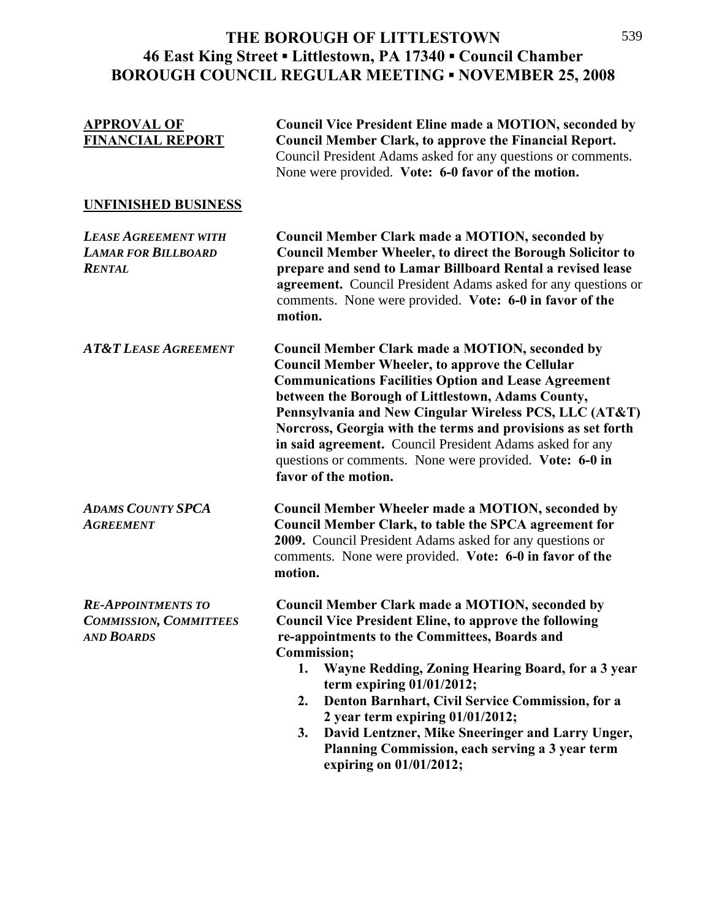# THE BOROUGH OF LITTLESTOWN
## 46 East King Street ▪ Littlestown, PA 17340 ▪ Council Chamber
## BOROUGH COUNCIL REGULAR MEETING ▪ NOVEMBER 25, 2008

**APPROVAL OF FINANCIAL REPORT**

**Council Vice President Eline made a MOTION, seconded by Council Member Clark, to approve the Financial Report.** Council President Adams asked for any questions or comments. None were provided. **Vote: 6-0 favor of the motion.**

**UNFINISHED BUSINESS**

***LEASE AGREEMENT WITH LAMAR FOR BILLBOARD RENTAL***

**Council Member Clark made a MOTION, seconded by Council Member Wheeler, to direct the Borough Solicitor to prepare and send to Lamar Billboard Rental a revised lease agreement.** Council President Adams asked for any questions or comments. None were provided. **Vote: 6-0 in favor of the motion.**

***AT&T LEASE AGREEMENT***

**Council Member Clark made a MOTION, seconded by Council Member Wheeler, to approve the Cellular Communications Facilities Option and Lease Agreement between the Borough of Littlestown, Adams County, Pennsylvania and New Cingular Wireless PCS, LLC (AT&T) Norcross, Georgia with the terms and provisions as set forth in said agreement.** Council President Adams asked for any questions or comments. None were provided. **Vote: 6-0 in favor of the motion.**

***ADAMS COUNTY SPCA AGREEMENT***

**Council Member Wheeler made a MOTION, seconded by Council Member Clark, to table the SPCA agreement for 2009.** Council President Adams asked for any questions or comments. None were provided. **Vote: 6-0 in favor of the motion.**

***RE-APPOINTMENTS TO COMMISSION, COMMITTEES AND BOARDS***

**Council Member Clark made a MOTION, seconded by Council Vice President Eline, to approve the following re-appointments to the Committees, Boards and Commission;**

1. **Wayne Redding, Zoning Hearing Board, for a 3 year term expiring 01/01/2012;**
2. **Denton Barnhart, Civil Service Commission, for a 2 year term expiring 01/01/2012;**
3. **David Lentzner, Mike Sneeringer and Larry Unger, Planning Commission, each serving a 3 year term expiring on 01/01/2012;**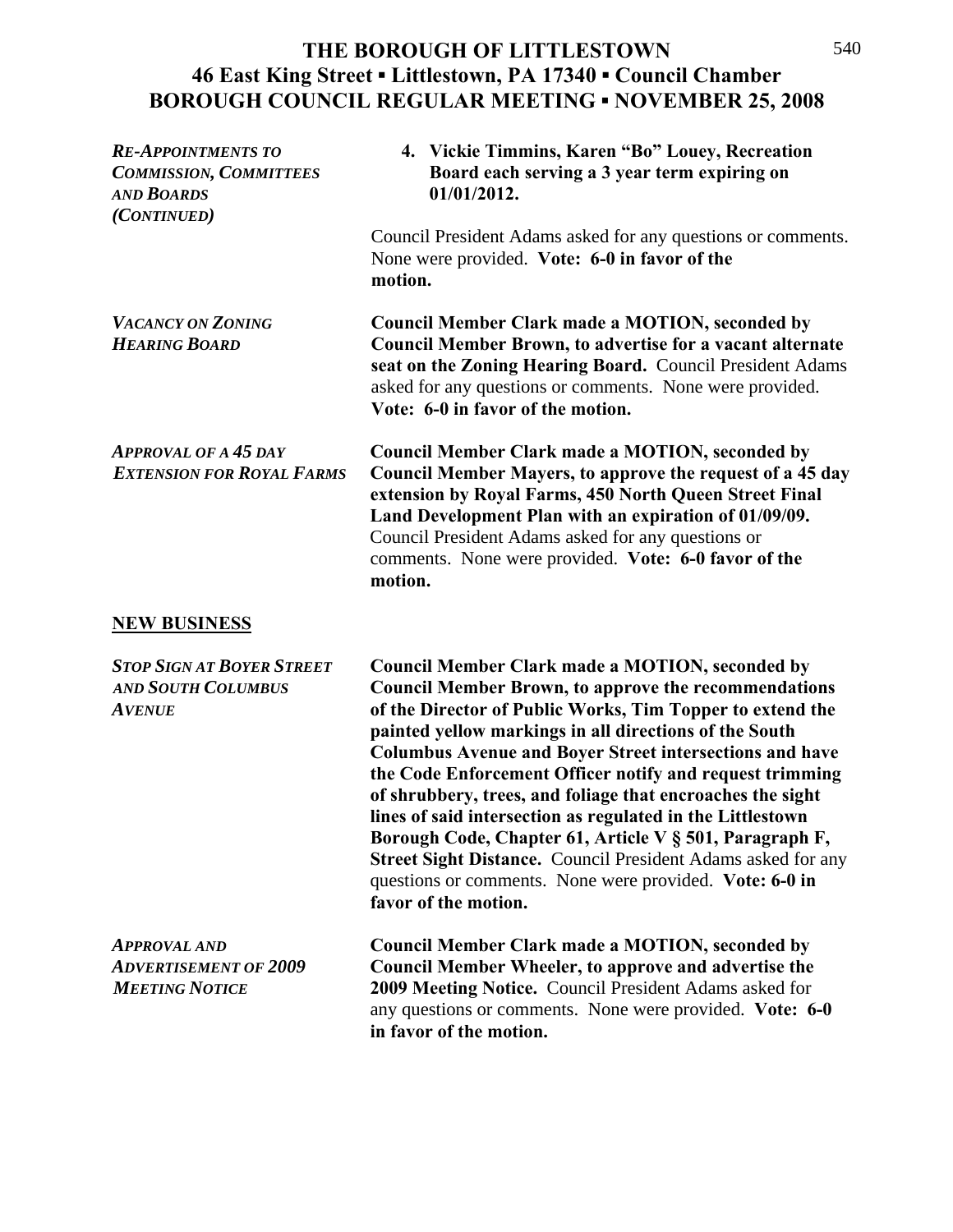# THE BOROUGH OF LITTLESTOWN
## 46 East King Street ▪ Littlestown, PA 17340 ▪ Council Chamber
## BOROUGH COUNCIL REGULAR MEETING ▪ NOVEMBER 25, 2008

*RE-APPOINTMENTS TO COMMISSION, COMMITTEES AND BOARDS (CONTINUED)*

4. **Vickie Timmins, Karen "Bo" Louey, Recreation Board each serving a 3 year term expiring on 01/01/2012.**

Council President Adams asked for any questions or comments. None were provided. **Vote: 6-0 in favor of the motion.**

*VACANCY ON ZONING HEARING BOARD*

**Council Member Clark made a MOTION, seconded by Council Member Brown, to advertise for a vacant alternate seat on the Zoning Hearing Board.** Council President Adams asked for any questions or comments. None were provided. **Vote: 6-0 in favor of the motion.**

*APPROVAL OF A 45 DAY EXTENSION FOR ROYAL FARMS*

**Council Member Clark made a MOTION, seconded by Council Member Mayers, to approve the request of a 45 day extension by Royal Farms, 450 North Queen Street Final Land Development Plan with an expiration of 01/09/09.** Council President Adams asked for any questions or comments. None were provided. **Vote: 6-0 favor of the motion.**

## NEW BUSINESS

*STOP SIGN AT BOYER STREET AND SOUTH COLUMBUS AVENUE*

**Council Member Clark made a MOTION, seconded by Council Member Brown, to approve the recommendations of the Director of Public Works, Tim Topper to extend the painted yellow markings in all directions of the South Columbus Avenue and Boyer Street intersections and have the Code Enforcement Officer notify and request trimming of shrubbery, trees, and foliage that encroaches the sight lines of said intersection as regulated in the Littlestown Borough Code, Chapter 61, Article V § 501, Paragraph F, Street Sight Distance.** Council President Adams asked for any questions or comments. None were provided. **Vote: 6-0 in favor of the motion.**

*APPROVAL AND ADVERTISEMENT OF 2009 MEETING NOTICE*

**Council Member Clark made a MOTION, seconded by Council Member Wheeler, to approve and advertise the 2009 Meeting Notice.** Council President Adams asked for any questions or comments. None were provided. **Vote: 6-0 in favor of the motion.**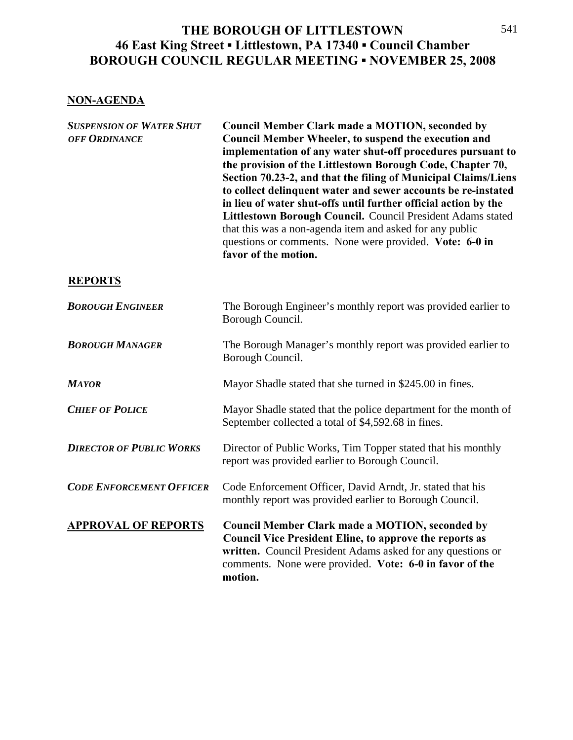# THE BOROUGH OF LITTLESTOWN
## 46 East King Street ▪ Littlestown, PA 17340 ▪ Council Chamber
## BOROUGH COUNCIL REGULAR MEETING ▪ NOVEMBER 25, 2008

### NON-AGENDA

***SUSPENSION OF WATER SHUT OFF ORDINANCE***

**Council Member Clark made a MOTION, seconded by Council Member Wheeler, to suspend the execution and implementation of any water shut-off procedures pursuant to the provision of the Littlestown Borough Code, Chapter 70, Section 70.23-2, and that the filing of Municipal Claims/Liens to collect delinquent water and sewer accounts be re-instated in lieu of water shut-offs until further official action by the Littlestown Borough Council.** Council President Adams stated that this was a non-agenda item and asked for any public questions or comments. None were provided. **Vote: 6-0 in favor of the motion.**

### REPORTS

***BOROUGH ENGINEER***

The Borough Engineer's monthly report was provided earlier to Borough Council.

***BOROUGH MANAGER***

The Borough Manager's monthly report was provided earlier to Borough Council.

***MAYOR***

Mayor Shadle stated that she turned in $245.00 in fines.

***CHIEF OF POLICE***

Mayor Shadle stated that the police department for the month of September collected a total of $4,592.68 in fines.

***DIRECTOR OF PUBLIC WORKS***

Director of Public Works, Tim Topper stated that his monthly report was provided earlier to Borough Council.

***CODE ENFORCEMENT OFFICER***

Code Enforcement Officer, David Arndt, Jr. stated that his monthly report was provided earlier to Borough Council.

### APPROVAL OF REPORTS

**Council Member Clark made a MOTION, seconded by Council Vice President Eline, to approve the reports as written.** Council President Adams asked for any questions or comments. None were provided. **Vote: 6-0 in favor of the motion.**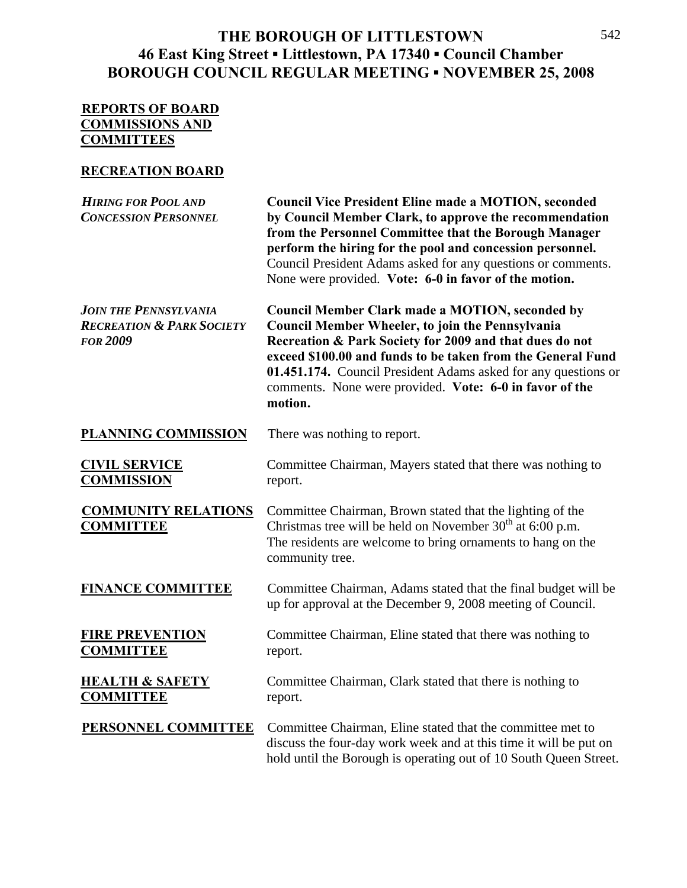# THE BOROUGH OF LITTLESTOWN
## 46 East King Street ▪ Littlestown, PA 17340 ▪ Council Chamber
## BOROUGH COUNCIL REGULAR MEETING ▪ NOVEMBER 25, 2008

**REPORTS OF BOARD COMMISSIONS AND COMMITTEES**

**RECREATION BOARD**

***HIRING FOR POOL AND CONCESSION PERSONNEL***

**Council Vice President Eline made a MOTION, seconded by Council Member Clark, to approve the recommendation from the Personnel Committee that the Borough Manager perform the hiring for the pool and concession personnel.** Council President Adams asked for any questions or comments. None were provided. **Vote: 6-0 in favor of the motion.**

***JOIN THE PENNSYLVANIA RECREATION & PARK SOCIETY FOR 2009***

**Council Member Clark made a MOTION, seconded by Council Member Wheeler, to join the Pennsylvania Recreation & Park Society for 2009 and that dues do not exceed $100.00 and funds to be taken from the General Fund 01.451.174.** Council President Adams asked for any questions or comments. None were provided. **Vote: 6-0 in favor of the motion.**

**PLANNING COMMISSION**

There was nothing to report.

**CIVIL SERVICE COMMISSION**

Committee Chairman, Mayers stated that there was nothing to report.

**COMMUNITY RELATIONS COMMITTEE**

Committee Chairman, Brown stated that the lighting of the Christmas tree will be held on November 30th at 6:00 p.m. The residents are welcome to bring ornaments to hang on the community tree.

**FINANCE COMMITTEE**

Committee Chairman, Adams stated that the final budget will be up for approval at the December 9, 2008 meeting of Council.

**FIRE PREVENTION COMMITTEE**

Committee Chairman, Eline stated that there was nothing to report.

**HEALTH & SAFETY COMMITTEE**

Committee Chairman, Clark stated that there is nothing to report.

**PERSONNEL COMMITTEE**

Committee Chairman, Eline stated that the committee met to discuss the four-day work week and at this time it will be put on hold until the Borough is operating out of 10 South Queen Street.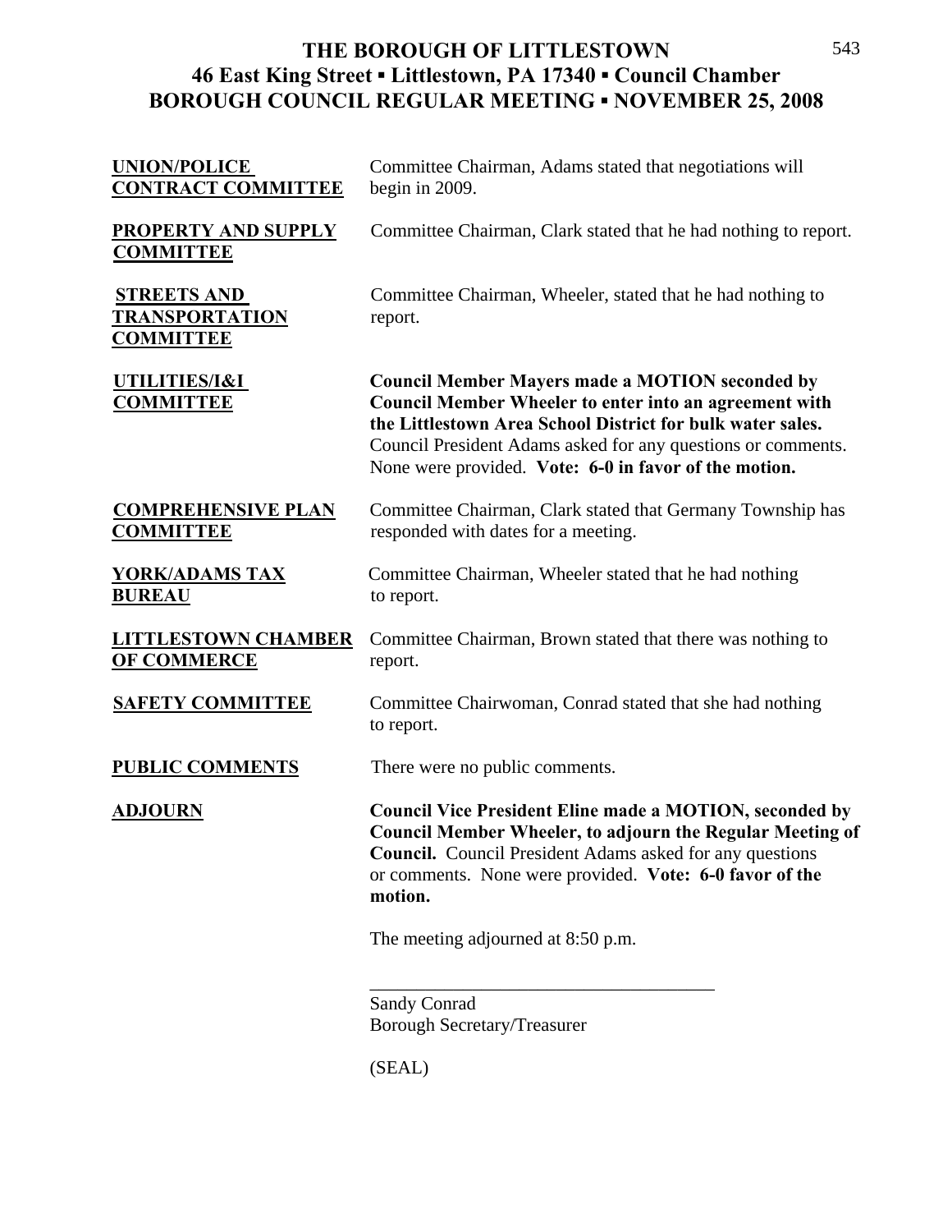# THE BOROUGH OF LITTLESTOWN
## 46 East King Street ▪ Littlestown, PA 17340 ▪ Council Chamber
## BOROUGH COUNCIL REGULAR MEETING ▪ NOVEMBER 25, 2008

**UNION/POLICE CONTRACT COMMITTEE**
Committee Chairman, Adams stated that negotiations will begin in 2009.

**PROPERTY AND SUPPLY COMMITTEE**
Committee Chairman, Clark stated that he had nothing to report.

**STREETS AND TRANSPORTATION COMMITTEE**
Committee Chairman, Wheeler, stated that he had nothing to report.

**UTILITIES/I&I COMMITTEE**
**Council Member Mayers made a MOTION seconded by Council Member Wheeler to enter into an agreement with the Littlestown Area School District for bulk water sales.** Council President Adams asked for any questions or comments. None were provided. **Vote: 6-0 in favor of the motion.**

**COMPREHENSIVE PLAN COMMITTEE**
Committee Chairman, Clark stated that Germany Township has responded with dates for a meeting.

**YORK/ADAMS TAX BUREAU**
Committee Chairman, Wheeler stated that he had nothing to report.

**LITTLESTOWN CHAMBER OF COMMERCE**
Committee Chairman, Brown stated that there was nothing to report.

**SAFETY COMMITTEE**
Committee Chairwoman, Conrad stated that she had nothing to report.

**PUBLIC COMMENTS**
There were no public comments.

**ADJOURN**
**Council Vice President Eline made a MOTION, seconded by Council Member Wheeler, to adjourn the Regular Meeting of Council.** Council President Adams asked for any questions or comments. None were provided. **Vote: 6-0 favor of the motion.**

The meeting adjourned at 8:50 p.m.

_______________________________________
Sandy Conrad
Borough Secretary/Treasurer

(SEAL)